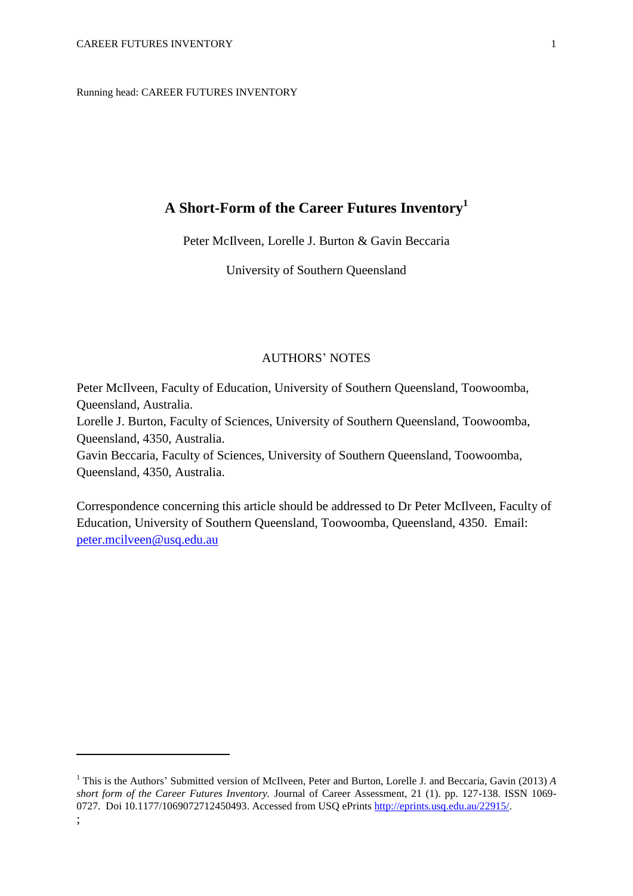Running head: CAREER FUTURES INVENTORY

# A Short-Form of the Career Futures Inventory[1]

Peter McIlveen, Lorelle J. Burton & Gavin Beccaria

University of Southern Queensland

AUTHORS' NOTES

Peter McIlveen, Faculty of Education, University of Southern Queensland, Toowoomba, Queensland, Australia.
Lorelle J. Burton, Faculty of Sciences, University of Southern Queensland, Toowoomba, Queensland, 4350, Australia.
Gavin Beccaria, Faculty of Sciences, University of Southern Queensland, Toowoomba, Queensland, 4350, Australia.

Correspondence concerning this article should be addressed to Dr Peter McIlveen, Faculty of Education, University of Southern Queensland, Toowoomba, Queensland, 4350. Email: peter.mcilveen@usq.edu.au

---

[1] This is the Authors' Submitted version of McIlveen, Peter and Burton, Lorelle J. and Beccaria, Gavin (2013) *A short form of the Career Futures Inventory.* Journal of Career Assessment, 21 (1). pp. 127-138. ISSN 1069-0727. Doi 10.1177/1069072712450493. Accessed from USQ ePrints http://eprints.usq.edu.au/22915/.

;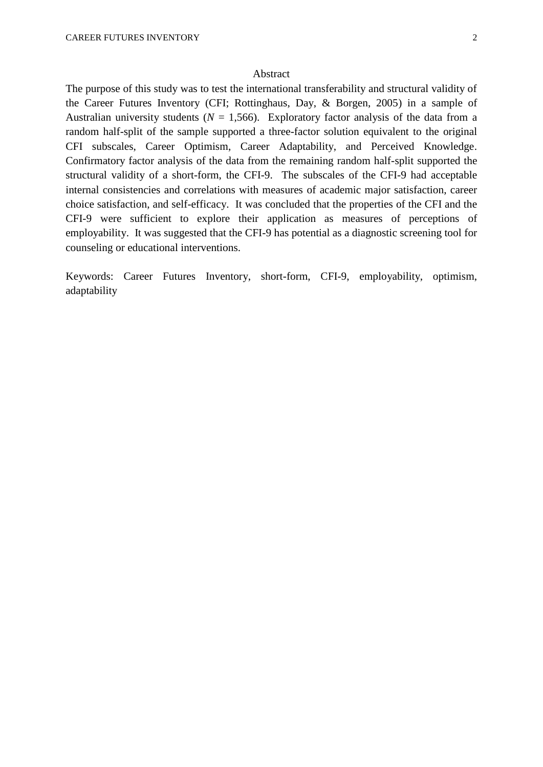# Abstract

The purpose of this study was to test the international transferability and structural validity of the Career Futures Inventory (CFI; Rottinghaus, Day, & Borgen, 2005) in a sample of Australian university students (*N* = 1,566). Exploratory factor analysis of the data from a random half-split of the sample supported a three-factor solution equivalent to the original CFI subscales, Career Optimism, Career Adaptability, and Perceived Knowledge. Confirmatory factor analysis of the data from the remaining random half-split supported the structural validity of a short-form, the CFI-9. The subscales of the CFI-9 had acceptable internal consistencies and correlations with measures of academic major satisfaction, career choice satisfaction, and self-efficacy. It was concluded that the properties of the CFI and the CFI-9 were sufficient to explore their application as measures of perceptions of employability. It was suggested that the CFI-9 has potential as a diagnostic screening tool for counseling or educational interventions.

Keywords: Career Futures Inventory, short-form, CFI-9, employability, optimism, adaptability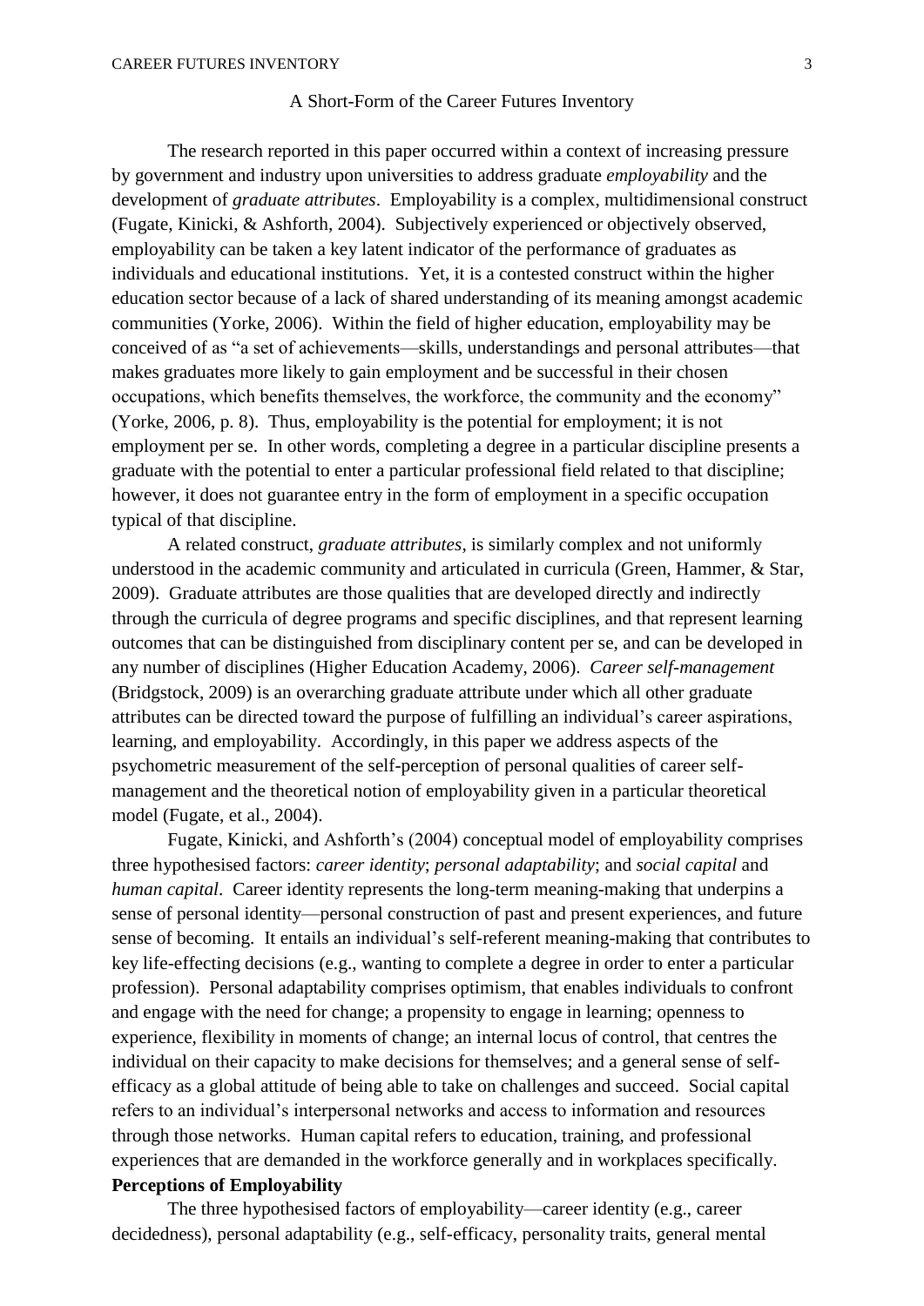# A Short-Form of the Career Futures Inventory

The research reported in this paper occurred within a context of increasing pressure by government and industry upon universities to address graduate *employability* and the development of *graduate attributes*. Employability is a complex, multidimensional construct (Fugate, Kinicki, & Ashforth, 2004). Subjectively experienced or objectively observed, employability can be taken a key latent indicator of the performance of graduates as individuals and educational institutions. Yet, it is a contested construct within the higher education sector because of a lack of shared understanding of its meaning amongst academic communities (Yorke, 2006). Within the field of higher education, employability may be conceived of as "a set of achievements—skills, understandings and personal attributes—that makes graduates more likely to gain employment and be successful in their chosen occupations, which benefits themselves, the workforce, the community and the economy" (Yorke, 2006, p. 8). Thus, employability is the potential for employment; it is not employment per se. In other words, completing a degree in a particular discipline presents a graduate with the potential to enter a particular professional field related to that discipline; however, it does not guarantee entry in the form of employment in a specific occupation typical of that discipline.

A related construct, *graduate attributes*, is similarly complex and not uniformly understood in the academic community and articulated in curricula (Green, Hammer, & Star, 2009). Graduate attributes are those qualities that are developed directly and indirectly through the curricula of degree programs and specific disciplines, and that represent learning outcomes that can be distinguished from disciplinary content per se, and can be developed in any number of disciplines (Higher Education Academy, 2006). *Career self-management* (Bridgstock, 2009) is an overarching graduate attribute under which all other graduate attributes can be directed toward the purpose of fulfilling an individual's career aspirations, learning, and employability. Accordingly, in this paper we address aspects of the psychometric measurement of the self-perception of personal qualities of career self-management and the theoretical notion of employability given in a particular theoretical model (Fugate, et al., 2004).

Fugate, Kinicki, and Ashforth's (2004) conceptual model of employability comprises three hypothesised factors: *career identity*; *personal adaptability*; and *social capital* and *human capital*. Career identity represents the long-term meaning-making that underpins a sense of personal identity—personal construction of past and present experiences, and future sense of becoming. It entails an individual's self-referent meaning-making that contributes to key life-effecting decisions (e.g., wanting to complete a degree in order to enter a particular profession). Personal adaptability comprises optimism, that enables individuals to confront and engage with the need for change; a propensity to engage in learning; openness to experience, flexibility in moments of change; an internal locus of control, that centres the individual on their capacity to make decisions for themselves; and a general sense of self-efficacy as a global attitude of being able to take on challenges and succeed. Social capital refers to an individual's interpersonal networks and access to information and resources through those networks. Human capital refers to education, training, and professional experiences that are demanded in the workforce generally and in workplaces specifically.

## Perceptions of Employability

The three hypothesised factors of employability—career identity (e.g., career decidedness), personal adaptability (e.g., self-efficacy, personality traits, general mental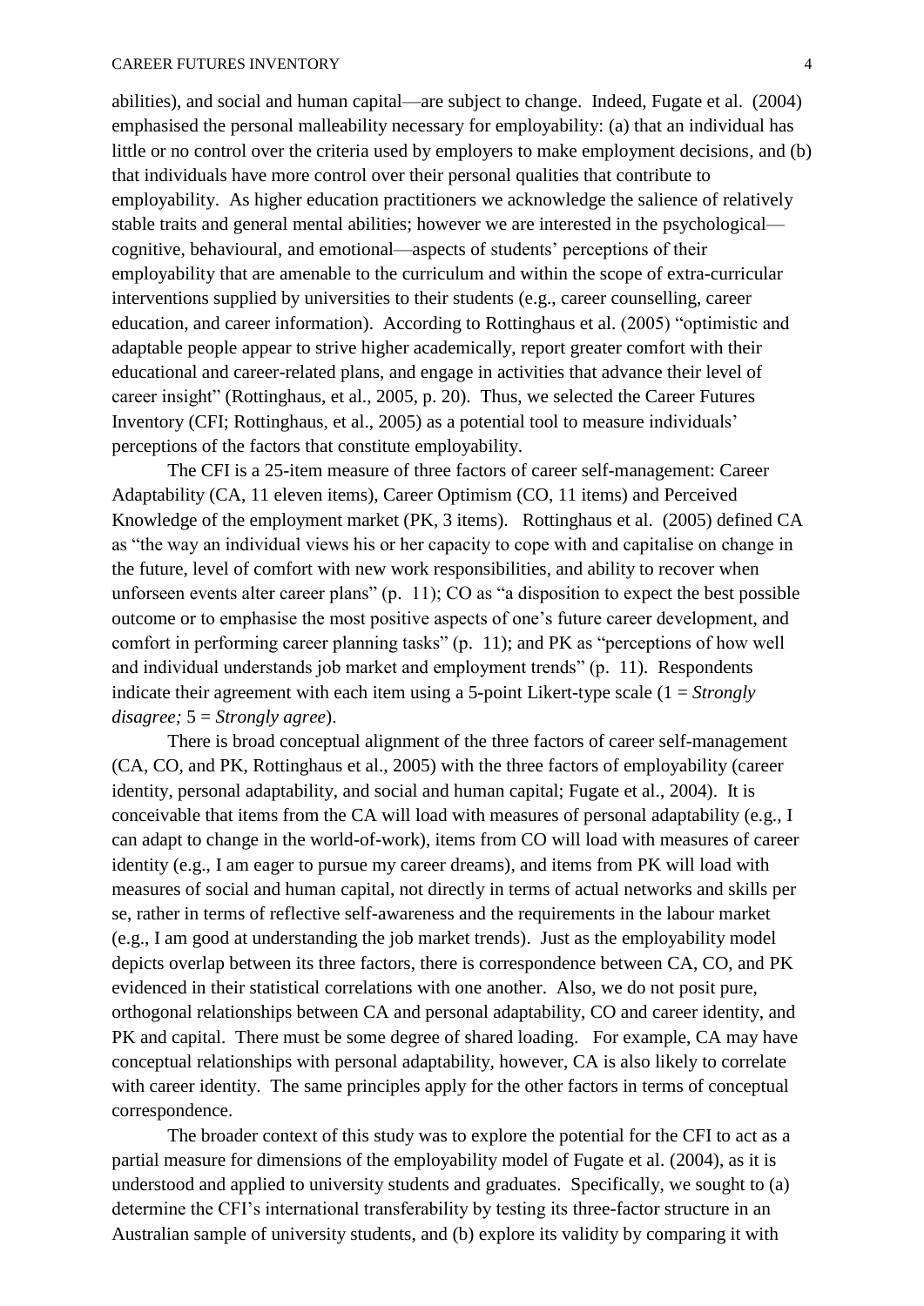abilities), and social and human capital—are subject to change. Indeed, Fugate et al. (2004) emphasised the personal malleability necessary for employability: (a) that an individual has little or no control over the criteria used by employers to make employment decisions, and (b) that individuals have more control over their personal qualities that contribute to employability. As higher education practitioners we acknowledge the salience of relatively stable traits and general mental abilities; however we are interested in the psychological—cognitive, behavioural, and emotional—aspects of students' perceptions of their employability that are amenable to the curriculum and within the scope of extra-curricular interventions supplied by universities to their students (e.g., career counselling, career education, and career information). According to Rottinghaus et al. (2005) "optimistic and adaptable people appear to strive higher academically, report greater comfort with their educational and career-related plans, and engage in activities that advance their level of career insight" (Rottinghaus, et al., 2005, p. 20). Thus, we selected the Career Futures Inventory (CFI; Rottinghaus, et al., 2005) as a potential tool to measure individuals' perceptions of the factors that constitute employability.

The CFI is a 25-item measure of three factors of career self-management: Career Adaptability (CA, 11 eleven items), Career Optimism (CO, 11 items) and Perceived Knowledge of the employment market (PK, 3 items). Rottinghaus et al. (2005) defined CA as "the way an individual views his or her capacity to cope with and capitalise on change in the future, level of comfort with new work responsibilities, and ability to recover when unforseen events alter career plans" (p. 11); CO as "a disposition to expect the best possible outcome or to emphasise the most positive aspects of one's future career development, and comfort in performing career planning tasks" (p. 11); and PK as "perceptions of how well and individual understands job market and employment trends" (p. 11). Respondents indicate their agreement with each item using a 5-point Likert-type scale (1 = *Strongly disagree;* 5 = *Strongly agree*).

There is broad conceptual alignment of the three factors of career self-management (CA, CO, and PK, Rottinghaus et al., 2005) with the three factors of employability (career identity, personal adaptability, and social and human capital; Fugate et al., 2004). It is conceivable that items from the CA will load with measures of personal adaptability (e.g., I can adapt to change in the world-of-work), items from CO will load with measures of career identity (e.g., I am eager to pursue my career dreams), and items from PK will load with measures of social and human capital, not directly in terms of actual networks and skills per se, rather in terms of reflective self-awareness and the requirements in the labour market (e.g., I am good at understanding the job market trends). Just as the employability model depicts overlap between its three factors, there is correspondence between CA, CO, and PK evidenced in their statistical correlations with one another. Also, we do not posit pure, orthogonal relationships between CA and personal adaptability, CO and career identity, and PK and capital. There must be some degree of shared loading. For example, CA may have conceptual relationships with personal adaptability, however, CA is also likely to correlate with career identity. The same principles apply for the other factors in terms of conceptual correspondence.

The broader context of this study was to explore the potential for the CFI to act as a partial measure for dimensions of the employability model of Fugate et al. (2004), as it is understood and applied to university students and graduates. Specifically, we sought to (a) determine the CFI's international transferability by testing its three-factor structure in an Australian sample of university students, and (b) explore its validity by comparing it with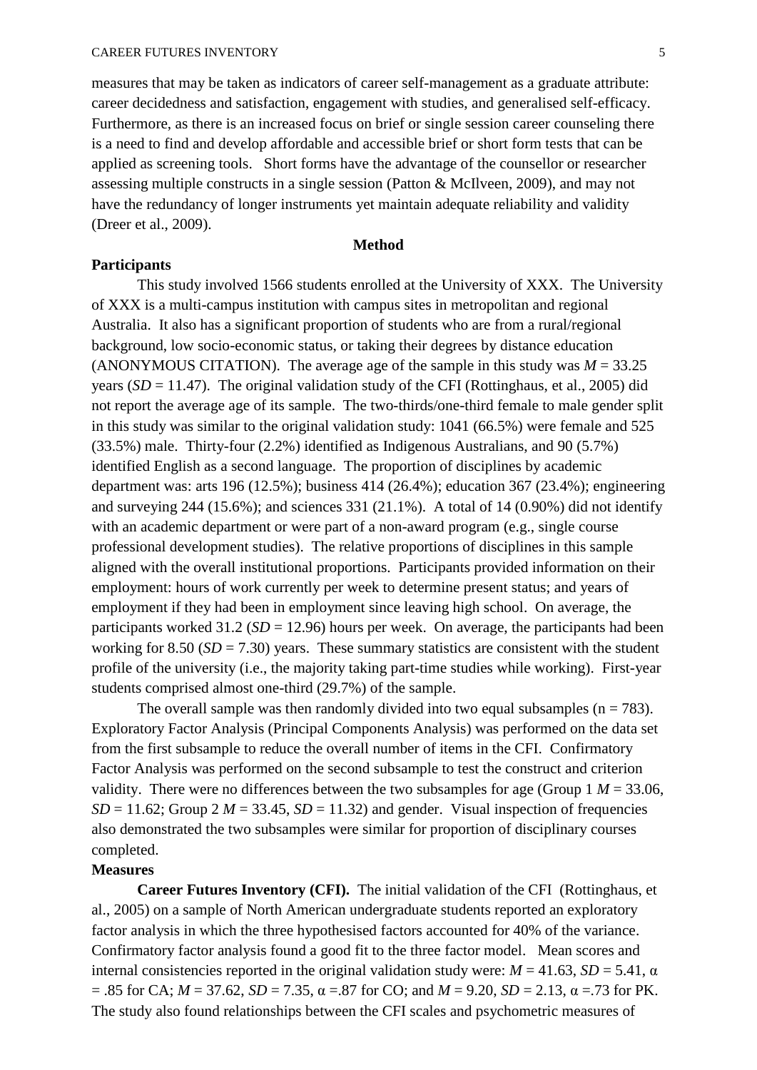measures that may be taken as indicators of career self-management as a graduate attribute: career decidedness and satisfaction, engagement with studies, and generalised self-efficacy. Furthermore, as there is an increased focus on brief or single session career counseling there is a need to find and develop affordable and accessible brief or short form tests that can be applied as screening tools. Short forms have the advantage of the counsellor or researcher assessing multiple constructs in a single session (Patton & McIlveen, 2009), and may not have the redundancy of longer instruments yet maintain adequate reliability and validity (Dreer et al., 2009).

## Method

### Participants

This study involved 1566 students enrolled at the University of XXX. The University of XXX is a multi-campus institution with campus sites in metropolitan and regional Australia. It also has a significant proportion of students who are from a rural/regional background, low socio-economic status, or taking their degrees by distance education (ANONYMOUS CITATION). The average age of the sample in this study was $M = 33.25$ years ($SD = 11.47$). The original validation study of the CFI (Rottinghaus, et al., 2005) did not report the average age of its sample. The two-thirds/one-third female to male gender split in this study was similar to the original validation study: 1041 (66.5%) were female and 525 (33.5%) male. Thirty-four (2.2%) identified as Indigenous Australians, and 90 (5.7%) identified English as a second language. The proportion of disciplines by academic department was: arts 196 (12.5%); business 414 (26.4%); education 367 (23.4%); engineering and surveying 244 (15.6%); and sciences 331 (21.1%). A total of 14 (0.90%) did not identify with an academic department or were part of a non-award program (e.g., single course professional development studies). The relative proportions of disciplines in this sample aligned with the overall institutional proportions. Participants provided information on their employment: hours of work currently per week to determine present status; and years of employment if they had been in employment since leaving high school. On average, the participants worked 31.2 ($SD = 12.96$) hours per week. On average, the participants had been working for 8.50 ($SD = 7.30$) years. These summary statistics are consistent with the student profile of the university (i.e., the majority taking part-time studies while working). First-year students comprised almost one-third (29.7%) of the sample.

The overall sample was then randomly divided into two equal subsamples ($n = 783$). Exploratory Factor Analysis (Principal Components Analysis) was performed on the data set from the first subsample to reduce the overall number of items in the CFI. Confirmatory Factor Analysis was performed on the second subsample to test the construct and criterion validity. There were no differences between the two subsamples for age (Group 1 $M = 33.06$, $SD = 11.62$; Group 2 $M = 33.45$, $SD = 11.32$) and gender. Visual inspection of frequencies also demonstrated the two subsamples were similar for proportion of disciplinary courses completed.

### Measures

**Career Futures Inventory (CFI).** The initial validation of the CFI (Rottinghaus, et al., 2005) on a sample of North American undergraduate students reported an exploratory factor analysis in which the three hypothesised factors accounted for 40% of the variance. Confirmatory factor analysis found a good fit to the three factor model. Mean scores and internal consistencies reported in the original validation study were: $M = 41.63$, $SD = 5.41$, $\alpha = .85$ for CA; $M = 37.62$, $SD = 7.35$, $\alpha = .87$ for CO; and $M = 9.20$, $SD = 2.13$, $\alpha = .73$ for PK. The study also found relationships between the CFI scales and psychometric measures of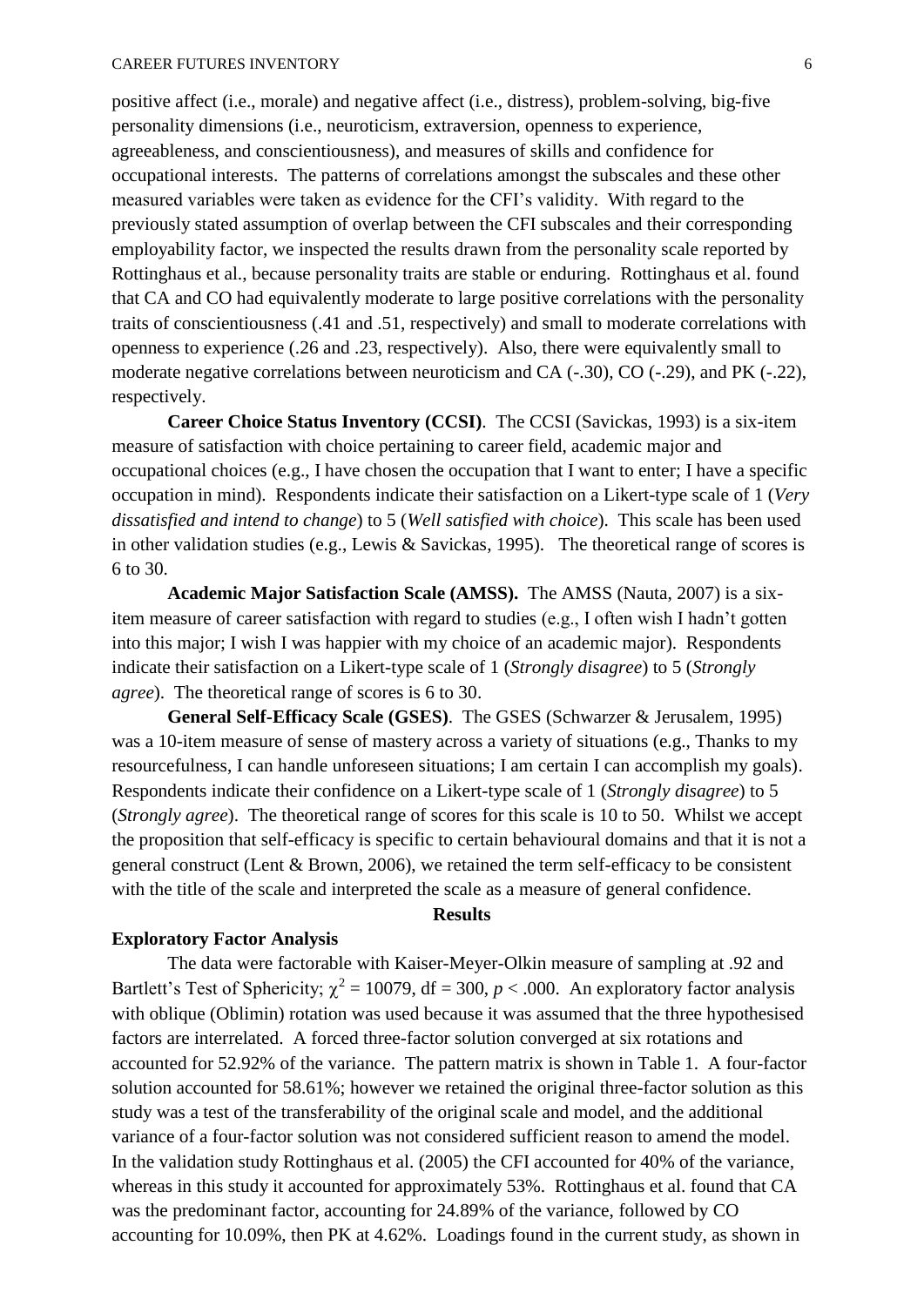positive affect (i.e., morale) and negative affect (i.e., distress), problem-solving, big-five personality dimensions (i.e., neuroticism, extraversion, openness to experience, agreeableness, and conscientiousness), and measures of skills and confidence for occupational interests. The patterns of correlations amongst the subscales and these other measured variables were taken as evidence for the CFI's validity. With regard to the previously stated assumption of overlap between the CFI subscales and their corresponding employability factor, we inspected the results drawn from the personality scale reported by Rottinghaus et al., because personality traits are stable or enduring. Rottinghaus et al. found that CA and CO had equivalently moderate to large positive correlations with the personality traits of conscientiousness (.41 and .51, respectively) and small to moderate correlations with openness to experience (.26 and .23, respectively). Also, there were equivalently small to moderate negative correlations between neuroticism and CA (-.30), CO (-.29), and PK (-.22), respectively.

**Career Choice Status Inventory (CCSI)**. The CCSI (Savickas, 1993) is a six-item measure of satisfaction with choice pertaining to career field, academic major and occupational choices (e.g., I have chosen the occupation that I want to enter; I have a specific occupation in mind). Respondents indicate their satisfaction on a Likert-type scale of 1 (*Very dissatisfied and intend to change*) to 5 (*Well satisfied with choice*). This scale has been used in other validation studies (e.g., Lewis & Savickas, 1995). The theoretical range of scores is 6 to 30.

**Academic Major Satisfaction Scale (AMSS).** The AMSS (Nauta, 2007) is a six-item measure of career satisfaction with regard to studies (e.g., I often wish I hadn't gotten into this major; I wish I was happier with my choice of an academic major). Respondents indicate their satisfaction on a Likert-type scale of 1 (*Strongly disagree*) to 5 (*Strongly agree*). The theoretical range of scores is 6 to 30.

**General Self-Efficacy Scale (GSES)**. The GSES (Schwarzer & Jerusalem, 1995) was a 10-item measure of sense of mastery across a variety of situations (e.g., Thanks to my resourcefulness, I can handle unforeseen situations; I am certain I can accomplish my goals). Respondents indicate their confidence on a Likert-type scale of 1 (*Strongly disagree*) to 5 (*Strongly agree*). The theoretical range of scores for this scale is 10 to 50. Whilst we accept the proposition that self-efficacy is specific to certain behavioural domains and that it is not a general construct (Lent & Brown, 2006), we retained the term self-efficacy to be consistent with the title of the scale and interpreted the scale as a measure of general confidence.

## Results

### Exploratory Factor Analysis

The data were factorable with Kaiser-Meyer-Olkin measure of sampling at .92 and Bartlett's Test of Sphericity; $\chi^2 = 10079$, df = 300, $p < .000$. An exploratory factor analysis with oblique (Oblimin) rotation was used because it was assumed that the three hypothesised factors are interrelated. A forced three-factor solution converged at six rotations and accounted for 52.92% of the variance. The pattern matrix is shown in Table 1. A four-factor solution accounted for 58.61%; however we retained the original three-factor solution as this study was a test of the transferability of the original scale and model, and the additional variance of a four-factor solution was not considered sufficient reason to amend the model. In the validation study Rottinghaus et al. (2005) the CFI accounted for 40% of the variance, whereas in this study it accounted for approximately 53%. Rottinghaus et al. found that CA was the predominant factor, accounting for 24.89% of the variance, followed by CO accounting for 10.09%, then PK at 4.62%. Loadings found in the current study, as shown in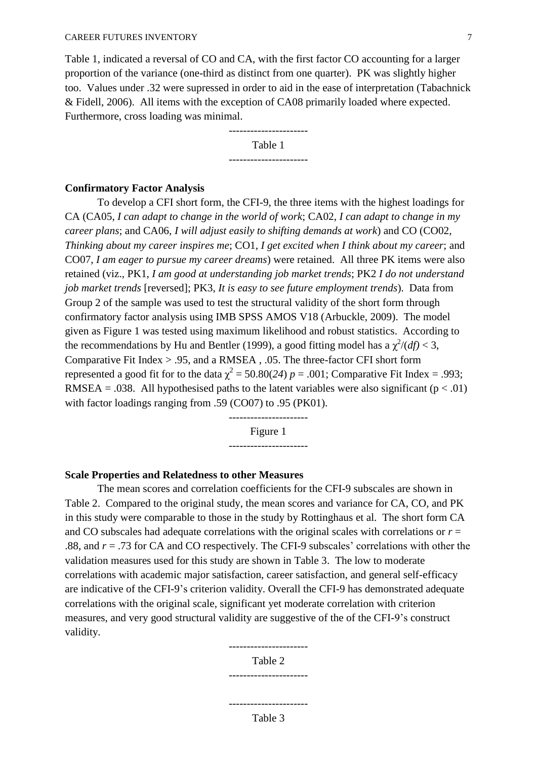Table 1, indicated a reversal of CO and CA, with the first factor CO accounting for a larger proportion of the variance (one-third as distinct from one quarter). PK was slightly higher too. Values under .32 were supressed in order to aid in the ease of interpretation (Tabachnick & Fidell, 2006). All items with the exception of CA08 primarily loaded where expected. Furthermore, cross loading was minimal.

---------------------

Table 1

---------------------

**Confirmatory Factor Analysis**

To develop a CFI short form, the CFI-9, the three items with the highest loadings for CA (CA05, *I can adapt to change in the world of work*; CA02, *I can adapt to change in my career plans*; and CA06, *I will adjust easily to shifting demands at work*) and CO (CO02, *Thinking about my career inspires me*; CO1, *I get excited when I think about my career*; and CO07, *I am eager to pursue my career dreams*) were retained. All three PK items were also retained (viz., PK1, *I am good at understanding job market trends*; PK2 *I do not understand job market trends* [reversed]; PK3, *It is easy to see future employment trends*). Data from Group 2 of the sample was used to test the structural validity of the short form through confirmatory factor analysis using IMB SPSS AMOS V18 (Arbuckle, 2009). The model given as Figure 1 was tested using maximum likelihood and robust statistics. According to the recommendations by Hu and Bentler (1999), a good fitting model has a $\chi^2/(df) < 3$, Comparative Fit Index > .95, and a RMSEA , .05. The three-factor CFI short form represented a good fit for to the data $\chi^2 = 50.80(24)$ $p = .001$; Comparative Fit Index = .993; RMSEA = .038. All hypothesised paths to the latent variables were also significant ($p < .01$) with factor loadings ranging from .59 (CO07) to .95 (PK01).

---------------------

Figure 1

---------------------

**Scale Properties and Relatedness to other Measures**

The mean scores and correlation coefficients for the CFI-9 subscales are shown in Table 2. Compared to the original study, the mean scores and variance for CA, CO, and PK in this study were comparable to those in the study by Rottinghaus et al. The short form CA and CO subscales had adequate correlations with the original scales with correlations or $r$ = .88, and $r$ = .73 for CA and CO respectively. The CFI-9 subscales' correlations with other the validation measures used for this study are shown in Table 3. The low to moderate correlations with academic major satisfaction, career satisfaction, and general self-efficacy are indicative of the CFI-9's criterion validity. Overall the CFI-9 has demonstrated adequate correlations with the original scale, significant yet moderate correlation with criterion measures, and very good structural validity are suggestive of the of the CFI-9's construct validity.

---------------------

Table 2

---------------------

---------------------

Table 3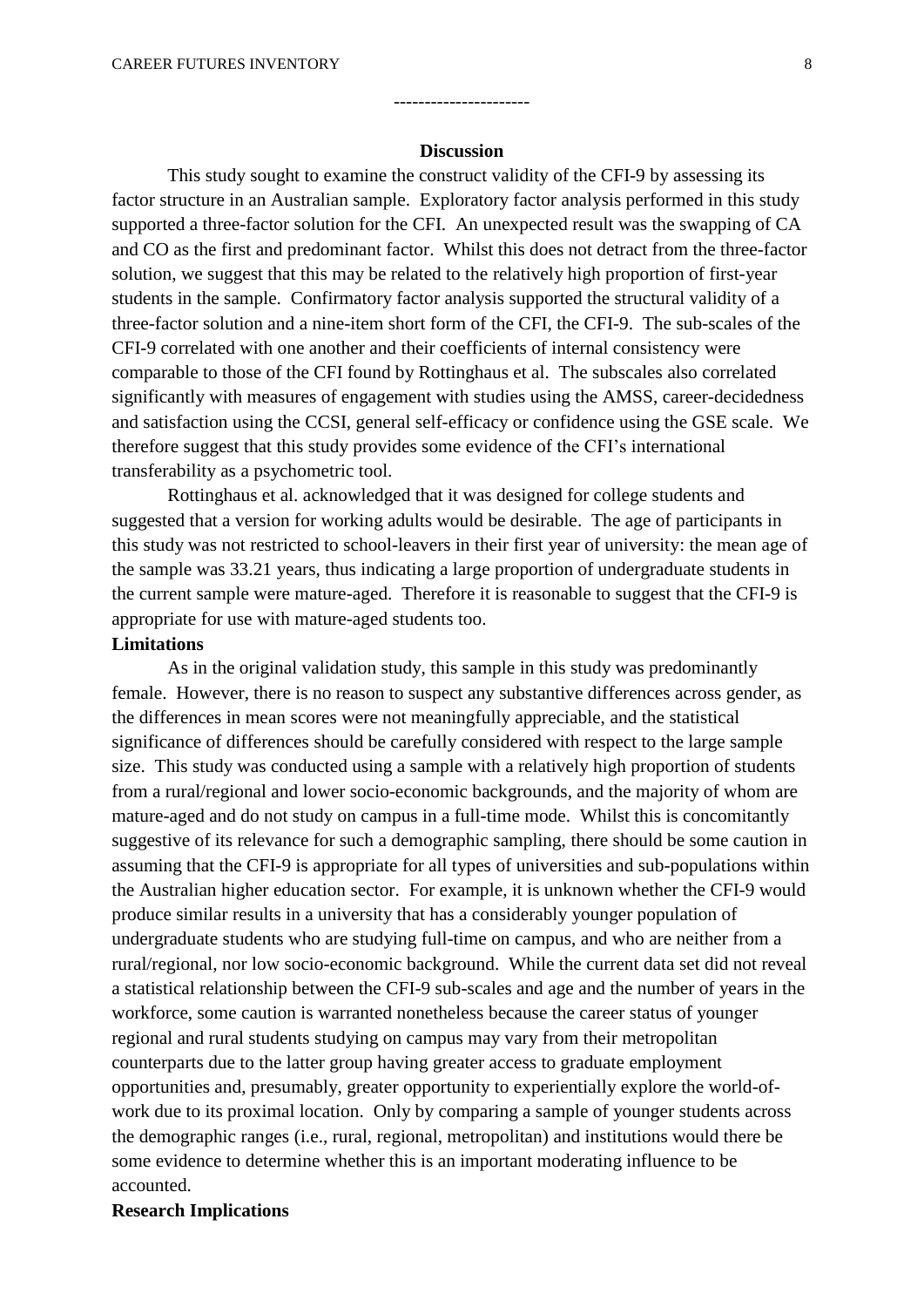----------------------

## Discussion

This study sought to examine the construct validity of the CFI-9 by assessing its factor structure in an Australian sample. Exploratory factor analysis performed in this study supported a three-factor solution for the CFI. An unexpected result was the swapping of CA and CO as the first and predominant factor. Whilst this does not detract from the three-factor solution, we suggest that this may be related to the relatively high proportion of first-year students in the sample. Confirmatory factor analysis supported the structural validity of a three-factor solution and a nine-item short form of the CFI, the CFI-9. The sub-scales of the CFI-9 correlated with one another and their coefficients of internal consistency were comparable to those of the CFI found by Rottinghaus et al. The subscales also correlated significantly with measures of engagement with studies using the AMSS, career-decidedness and satisfaction using the CCSI, general self-efficacy or confidence using the GSE scale. We therefore suggest that this study provides some evidence of the CFI's international transferability as a psychometric tool.

Rottinghaus et al. acknowledged that it was designed for college students and suggested that a version for working adults would be desirable. The age of participants in this study was not restricted to school-leavers in their first year of university: the mean age of the sample was 33.21 years, thus indicating a large proportion of undergraduate students in the current sample were mature-aged. Therefore it is reasonable to suggest that the CFI-9 is appropriate for use with mature-aged students too.

### Limitations

As in the original validation study, this sample in this study was predominantly female. However, there is no reason to suspect any substantive differences across gender, as the differences in mean scores were not meaningfully appreciable, and the statistical significance of differences should be carefully considered with respect to the large sample size. This study was conducted using a sample with a relatively high proportion of students from a rural/regional and lower socio-economic backgrounds, and the majority of whom are mature-aged and do not study on campus in a full-time mode. Whilst this is concomitantly suggestive of its relevance for such a demographic sampling, there should be some caution in assuming that the CFI-9 is appropriate for all types of universities and sub-populations within the Australian higher education sector. For example, it is unknown whether the CFI-9 would produce similar results in a university that has a considerably younger population of undergraduate students who are studying full-time on campus, and who are neither from a rural/regional, nor low socio-economic background. While the current data set did not reveal a statistical relationship between the CFI-9 sub-scales and age and the number of years in the workforce, some caution is warranted nonetheless because the career status of younger regional and rural students studying on campus may vary from their metropolitan counterparts due to the latter group having greater access to graduate employment opportunities and, presumably, greater opportunity to experientially explore the world-of-work due to its proximal location. Only by comparing a sample of younger students across the demographic ranges (i.e., rural, regional, metropolitan) and institutions would there be some evidence to determine whether this is an important moderating influence to be accounted.

### Research Implications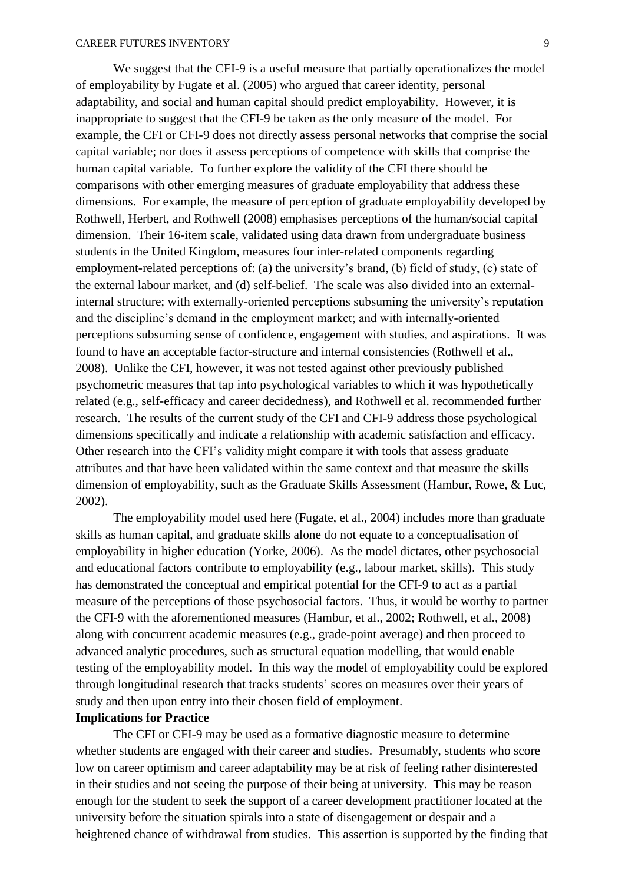We suggest that the CFI-9 is a useful measure that partially operationalizes the model of employability by Fugate et al. (2005) who argued that career identity, personal adaptability, and social and human capital should predict employability. However, it is inappropriate to suggest that the CFI-9 be taken as the only measure of the model. For example, the CFI or CFI-9 does not directly assess personal networks that comprise the social capital variable; nor does it assess perceptions of competence with skills that comprise the human capital variable. To further explore the validity of the CFI there should be comparisons with other emerging measures of graduate employability that address these dimensions. For example, the measure of perception of graduate employability developed by Rothwell, Herbert, and Rothwell (2008) emphasises perceptions of the human/social capital dimension. Their 16-item scale, validated using data drawn from undergraduate business students in the United Kingdom, measures four inter-related components regarding employment-related perceptions of: (a) the university's brand, (b) field of study, (c) state of the external labour market, and (d) self-belief. The scale was also divided into an external-internal structure; with externally-oriented perceptions subsuming the university's reputation and the discipline's demand in the employment market; and with internally-oriented perceptions subsuming sense of confidence, engagement with studies, and aspirations. It was found to have an acceptable factor-structure and internal consistencies (Rothwell et al., 2008). Unlike the CFI, however, it was not tested against other previously published psychometric measures that tap into psychological variables to which it was hypothetically related (e.g., self-efficacy and career decidedness), and Rothwell et al. recommended further research. The results of the current study of the CFI and CFI-9 address those psychological dimensions specifically and indicate a relationship with academic satisfaction and efficacy. Other research into the CFI's validity might compare it with tools that assess graduate attributes and that have been validated within the same context and that measure the skills dimension of employability, such as the Graduate Skills Assessment (Hambur, Rowe, & Luc, 2002).

The employability model used here (Fugate, et al., 2004) includes more than graduate skills as human capital, and graduate skills alone do not equate to a conceptualisation of employability in higher education (Yorke, 2006). As the model dictates, other psychosocial and educational factors contribute to employability (e.g., labour market, skills). This study has demonstrated the conceptual and empirical potential for the CFI-9 to act as a partial measure of the perceptions of those psychosocial factors. Thus, it would be worthy to partner the CFI-9 with the aforementioned measures (Hambur, et al., 2002; Rothwell, et al., 2008) along with concurrent academic measures (e.g., grade-point average) and then proceed to advanced analytic procedures, such as structural equation modelling, that would enable testing of the employability model. In this way the model of employability could be explored through longitudinal research that tracks students' scores on measures over their years of study and then upon entry into their chosen field of employment.

**Implications for Practice**

The CFI or CFI-9 may be used as a formative diagnostic measure to determine whether students are engaged with their career and studies. Presumably, students who score low on career optimism and career adaptability may be at risk of feeling rather disinterested in their studies and not seeing the purpose of their being at university. This may be reason enough for the student to seek the support of a career development practitioner located at the university before the situation spirals into a state of disengagement or despair and a heightened chance of withdrawal from studies. This assertion is supported by the finding that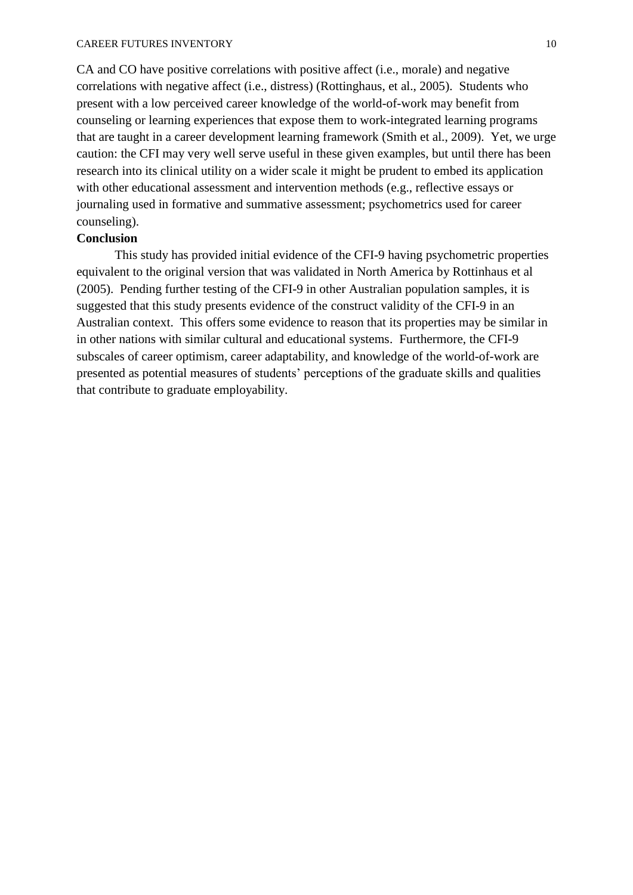CA and CO have positive correlations with positive affect (i.e., morale) and negative correlations with negative affect (i.e., distress) (Rottinghaus, et al., 2005). Students who present with a low perceived career knowledge of the world-of-work may benefit from counseling or learning experiences that expose them to work-integrated learning programs that are taught in a career development learning framework (Smith et al., 2009). Yet, we urge caution: the CFI may very well serve useful in these given examples, but until there has been research into its clinical utility on a wider scale it might be prudent to embed its application with other educational assessment and intervention methods (e.g., reflective essays or journaling used in formative and summative assessment; psychometrics used for career counseling).

## Conclusion

This study has provided initial evidence of the CFI-9 having psychometric properties equivalent to the original version that was validated in North America by Rottinhaus et al (2005). Pending further testing of the CFI-9 in other Australian population samples, it is suggested that this study presents evidence of the construct validity of the CFI-9 in an Australian context. This offers some evidence to reason that its properties may be similar in in other nations with similar cultural and educational systems. Furthermore, the CFI-9 subscales of career optimism, career adaptability, and knowledge of the world-of-work are presented as potential measures of students' perceptions of the graduate skills and qualities that contribute to graduate employability.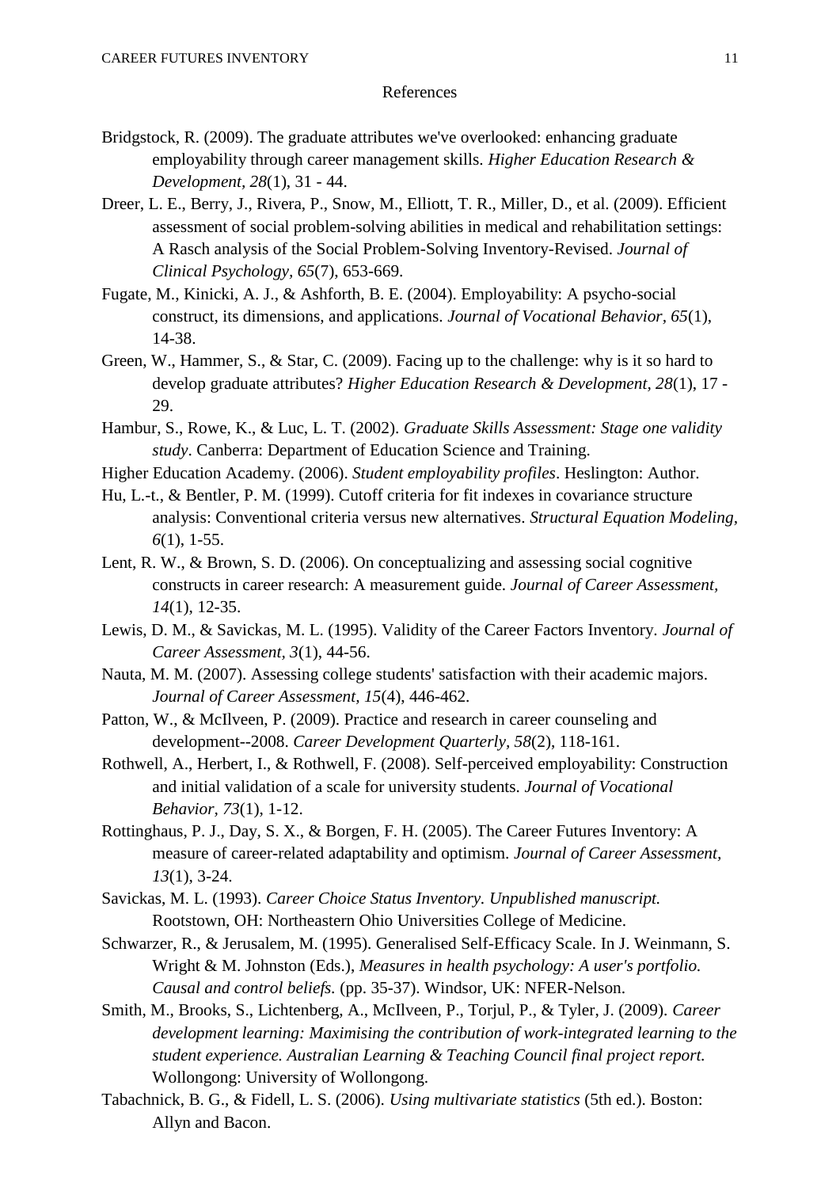# References

Bridgstock, R. (2009). The graduate attributes we've overlooked: enhancing graduate employability through career management skills. *Higher Education Research & Development, 28*(1), 31 - 44.

Dreer, L. E., Berry, J., Rivera, P., Snow, M., Elliott, T. R., Miller, D., et al. (2009). Efficient assessment of social problem-solving abilities in medical and rehabilitation settings: A Rasch analysis of the Social Problem-Solving Inventory-Revised. *Journal of Clinical Psychology, 65*(7), 653-669.

Fugate, M., Kinicki, A. J., & Ashforth, B. E. (2004). Employability: A psycho-social construct, its dimensions, and applications. *Journal of Vocational Behavior, 65*(1), 14-38.

Green, W., Hammer, S., & Star, C. (2009). Facing up to the challenge: why is it so hard to develop graduate attributes? *Higher Education Research & Development, 28*(1), 17 - 29.

Hambur, S., Rowe, K., & Luc, L. T. (2002). *Graduate Skills Assessment: Stage one validity study*. Canberra: Department of Education Science and Training.

Higher Education Academy. (2006). *Student employability profiles*. Heslington: Author.

Hu, L.-t., & Bentler, P. M. (1999). Cutoff criteria for fit indexes in covariance structure analysis: Conventional criteria versus new alternatives. *Structural Equation Modeling, 6*(1), 1-55.

Lent, R. W., & Brown, S. D. (2006). On conceptualizing and assessing social cognitive constructs in career research: A measurement guide. *Journal of Career Assessment, 14*(1), 12-35.

Lewis, D. M., & Savickas, M. L. (1995). Validity of the Career Factors Inventory. *Journal of Career Assessment, 3*(1), 44-56.

Nauta, M. M. (2007). Assessing college students' satisfaction with their academic majors. *Journal of Career Assessment, 15*(4), 446-462.

Patton, W., & McIlveen, P. (2009). Practice and research in career counseling and development--2008. *Career Development Quarterly, 58*(2), 118-161.

Rothwell, A., Herbert, I., & Rothwell, F. (2008). Self-perceived employability: Construction and initial validation of a scale for university students. *Journal of Vocational Behavior, 73*(1), 1-12.

Rottinghaus, P. J., Day, S. X., & Borgen, F. H. (2005). The Career Futures Inventory: A measure of career-related adaptability and optimism. *Journal of Career Assessment, 13*(1), 3-24.

Savickas, M. L. (1993). *Career Choice Status Inventory. Unpublished manuscript.* Rootstown, OH: Northeastern Ohio Universities College of Medicine.

Schwarzer, R., & Jerusalem, M. (1995). Generalised Self-Efficacy Scale. In J. Weinmann, S. Wright & M. Johnston (Eds.), *Measures in health psychology: A user's portfolio. Causal and control beliefs.* (pp. 35-37). Windsor, UK: NFER-Nelson.

Smith, M., Brooks, S., Lichtenberg, A., McIlveen, P., Torjul, P., & Tyler, J. (2009). *Career development learning: Maximising the contribution of work-integrated learning to the student experience. Australian Learning & Teaching Council final project report.* Wollongong: University of Wollongong.

Tabachnick, B. G., & Fidell, L. S. (2006). *Using multivariate statistics* (5th ed.). Boston: Allyn and Bacon.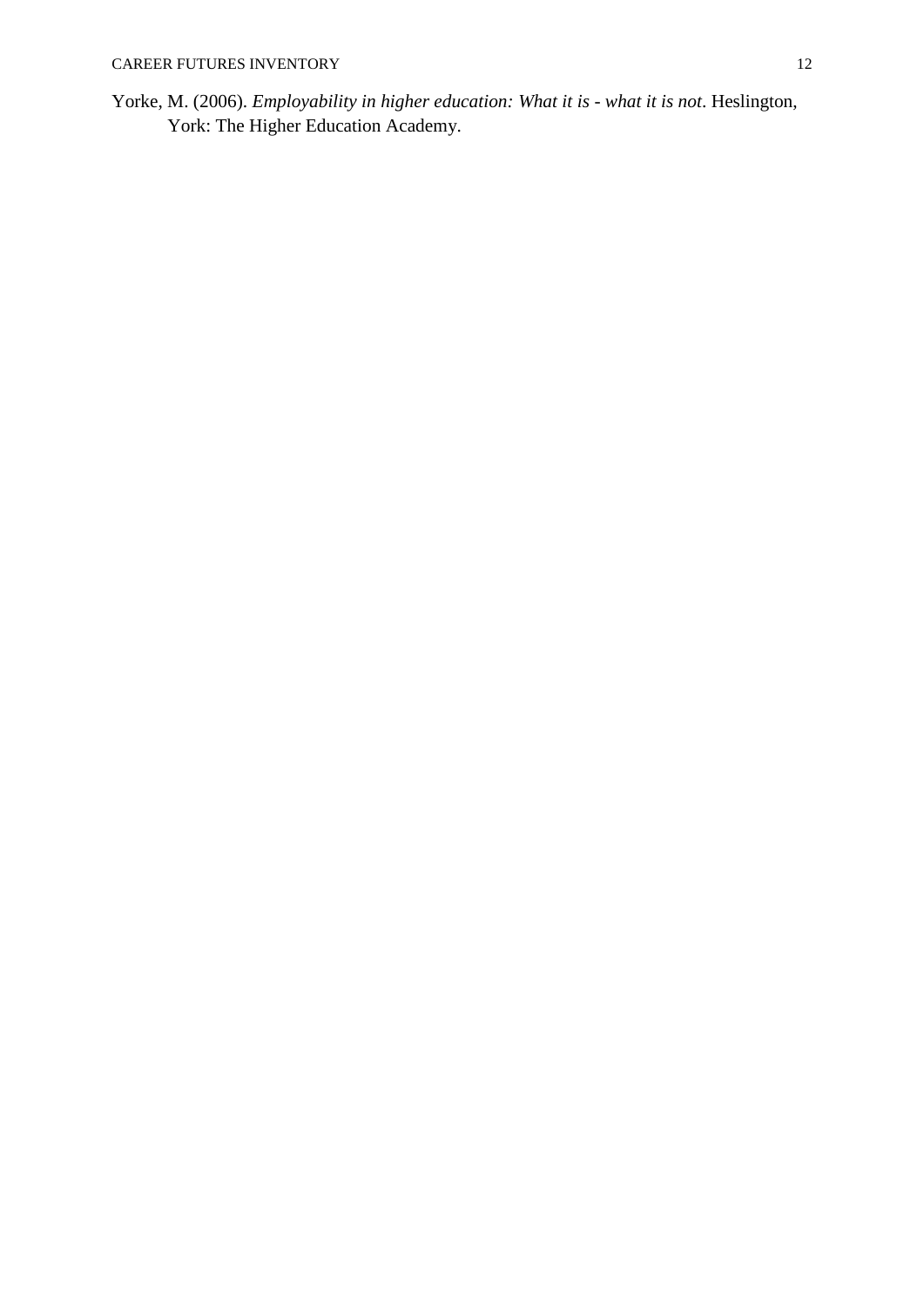Yorke, M. (2006). *Employability in higher education: What it is - what it is not*. Heslington, York: The Higher Education Academy.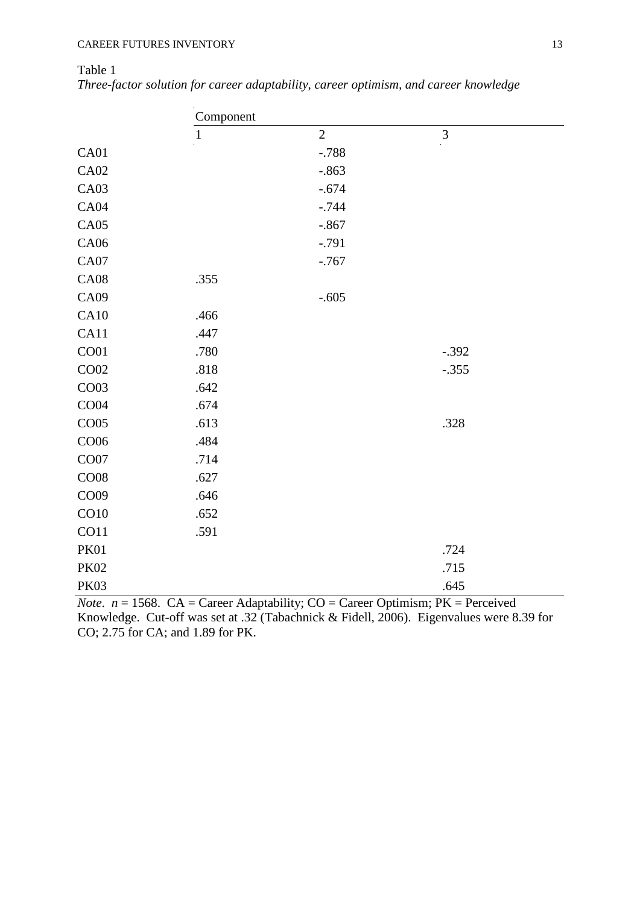Table 1

*Three-factor solution for career adaptability, career optimism, and career knowledge*

| | Component | | |
|---|---|---|---|
| | 1 | 2 | 3 |
| CA01 | | -.788 | |
| CA02 | | -.863 | |
| CA03 | | -.674 | |
| CA04 | | -.744 | |
| CA05 | | -.867 | |
| CA06 | | -.791 | |
| CA07 | | -.767 | |
| CA08 | .355 | | |
| CA09 | | -.605 | |
| CA10 | .466 | | |
| CA11 | .447 | | |
| CO01 | .780 | | -.392 |
| CO02 | .818 | | -.355 |
| CO03 | .642 | | |
| CO04 | .674 | | |
| CO05 | .613 | | .328 |
| CO06 | .484 | | |
| CO07 | .714 | | |
| CO08 | .627 | | |
| CO09 | .646 | | |
| CO10 | .652 | | |
| CO11 | .591 | | |
| PK01 | | | .724 |
| PK02 | | | .715 |
| PK03 | | | .645 |

*Note*. $n = 1568$. CA = Career Adaptability; CO = Career Optimism; PK = Perceived Knowledge. Cut-off was set at .32 (Tabachnick & Fidell, 2006). Eigenvalues were 8.39 for CO; 2.75 for CA; and 1.89 for PK.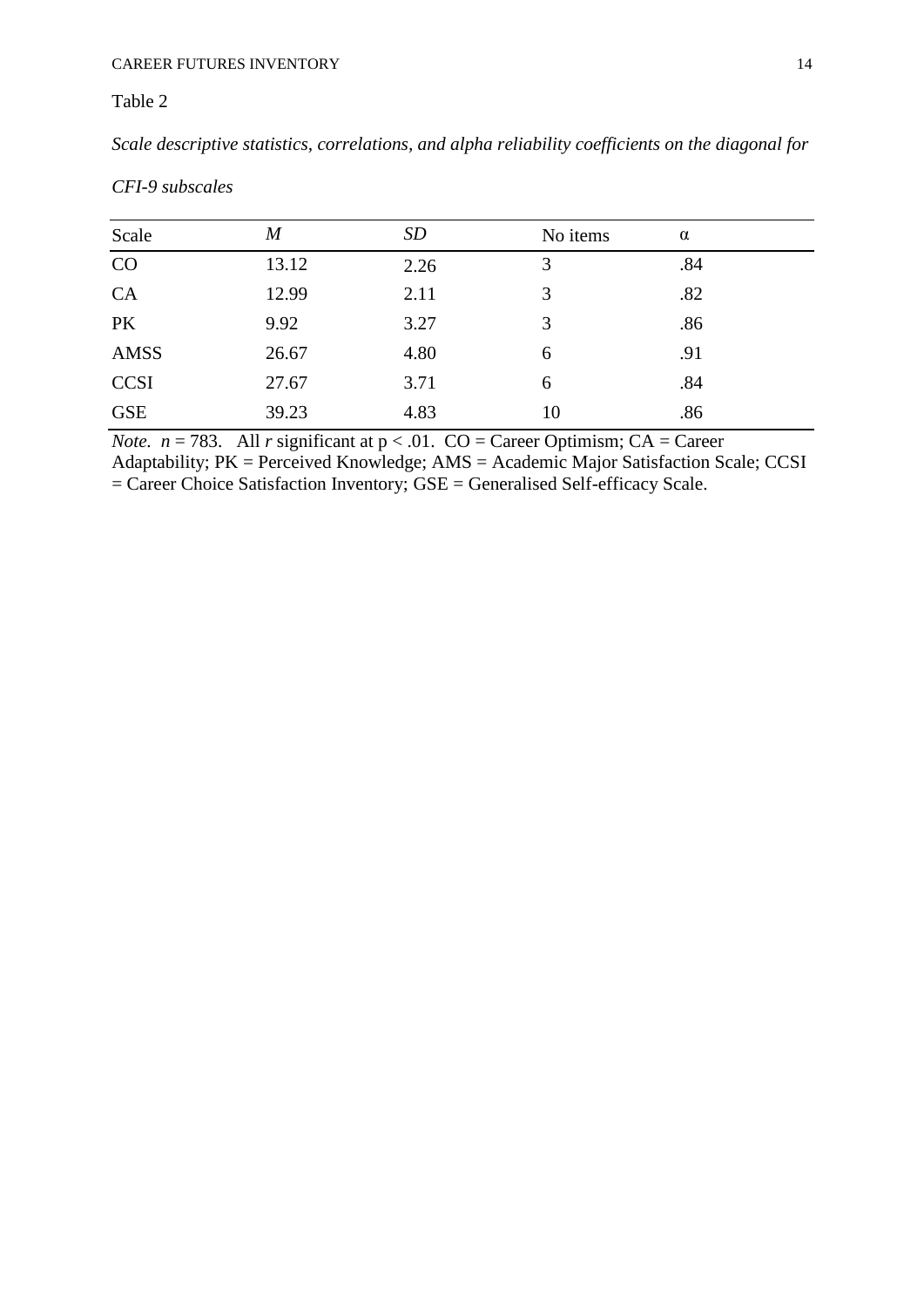Table 2

*Scale descriptive statistics, correlations, and alpha reliability coefficients on the diagonal for CFI-9 subscales*

| Scale | *M* | *SD* | No items | α |
|---|---|---|---|---|
| CO | 13.12 | 2.26 | 3 | .84 |
| CA | 12.99 | 2.11 | 3 | .82 |
| PK | 9.92 | 3.27 | 3 | .86 |
| AMSS | 26.67 | 4.80 | 6 | .91 |
| CCSI | 27.67 | 3.71 | 6 | .84 |
| GSE | 39.23 | 4.83 | 10 | .86 |

*Note.* $n = 783$. All $r$ significant at $p < .01$. CO = Career Optimism; CA = Career Adaptability; PK = Perceived Knowledge; AMS = Academic Major Satisfaction Scale; CCSI = Career Choice Satisfaction Inventory; GSE = Generalised Self-efficacy Scale.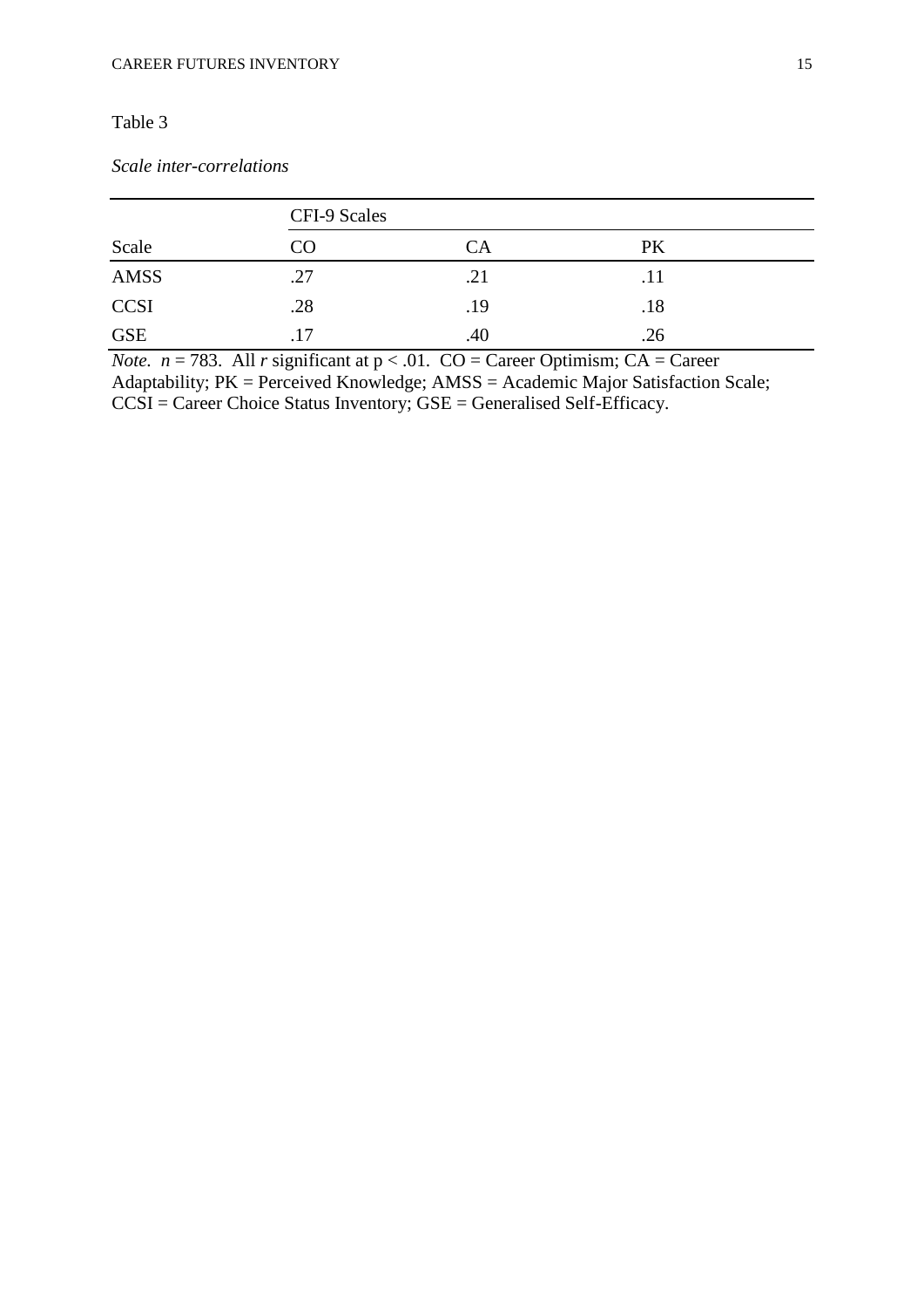Table 3

*Scale inter-correlations*

| | CFI-9 Scales | | |
|---|---|---|---|
| Scale | CO | CA | PK |
| AMSS | .27 | .21 | .11 |
| CCSI | .28 | .19 | .18 |
| GSE | .17 | .40 | .26 |

*Note.* $n = 783$. All $r$ significant at $p < .01$. CO = Career Optimism; CA = Career Adaptability; PK = Perceived Knowledge; AMSS = Academic Major Satisfaction Scale; CCSI = Career Choice Status Inventory; GSE = Generalised Self-Efficacy.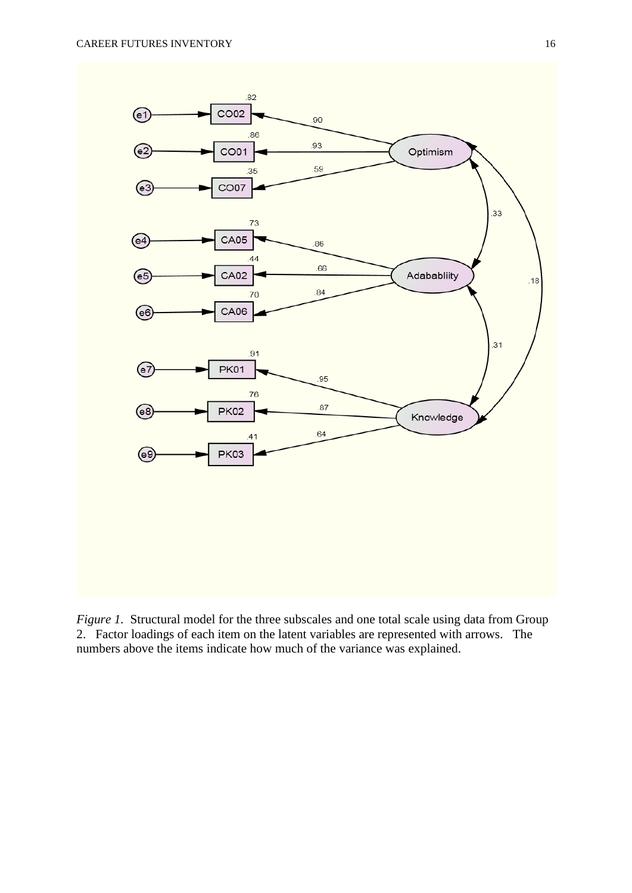.82

e1

CO02

.90

.86

e2

CO01

.93

Optimism

.59

.35

e3

CO07

.33

.73

e4

CA05

.86

.44

e5

CA02

.66

Adababliity

.18

.84

.70

e6

CA06

.31

.91

e7

PK01

.95

.76

.87

e8

PK02

Knowledge

.64

.41

e9

PK03

*Figure 1.* Structural model for the three subscales and one total scale using data from Group 2. Factor loadings of each item on the latent variables are represented with arrows. The numbers above the items indicate how much of the variance was explained.